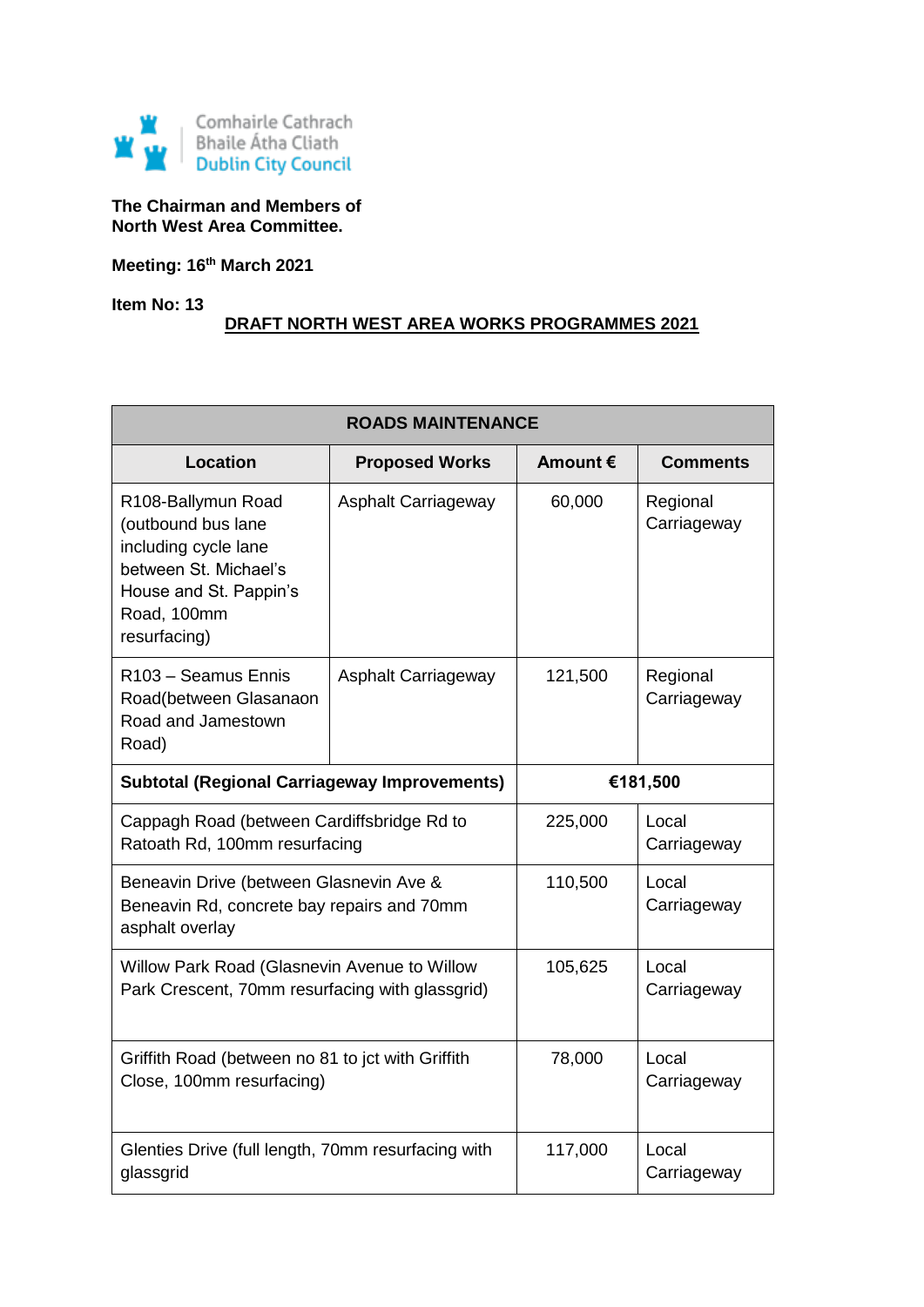Comhairle Cathrach
Bhaile Átha Cliath
Dublin City Council

**The Chairman and Members of**
**North West Area Committee.**

**Meeting: 16th March 2021**

**Item No: 13**

## DRAFT NORTH WEST AREA WORKS PROGRAMMES 2021

| ROADS MAINTENANCE | | | |
|---|---|---|---|
| **Location** | **Proposed Works** | **Amount €** | **Comments** |
| R108-Ballymun Road (outbound bus lane including cycle lane between St. Michael's House and St. Pappin's Road, 100mm resurfacing) | Asphalt Carriageway | 60,000 | Regional Carriageway |
| R103 – Seamus Ennis Road(between Glasanaon Road and Jamestown Road) | Asphalt Carriageway | 121,500 | Regional Carriageway |
| **Subtotal (Regional Carriageway Improvements)** | | **€181,500** | |
| Cappagh Road (between Cardiffsbridge Rd to Ratoath Rd, 100mm resurfacing | | 225,000 | Local Carriageway |
| Beneavin Drive (between Glasnevin Ave & Beneavin Rd, concrete bay repairs and 70mm asphalt overlay | | 110,500 | Local Carriageway |
| Willow Park Road (Glasnevin Avenue to Willow Park Crescent, 70mm resurfacing with glassgrid) | | 105,625 | Local Carriageway |
| Griffith Road (between no 81 to jct with Griffith Close, 100mm resurfacing) | | 78,000 | Local Carriageway |
| Glenties Drive (full length, 70mm resurfacing with glassgrid | | 117,000 | Local Carriageway |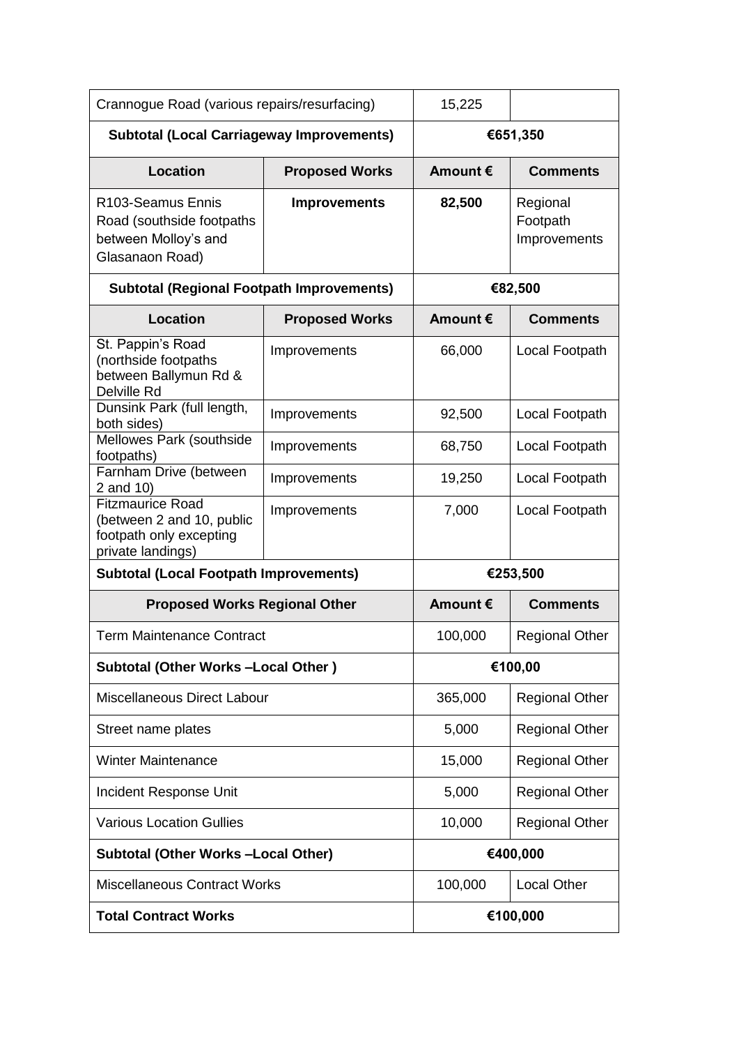| Location | Proposed Works | Amount € | Comments |
|---|---|---|---|
| Crannogue Road (various repairs/resurfacing) | | 15,225 | |
| **Subtotal (Local Carriageway Improvements)** | | **€651,350** | |
| **Location** | **Proposed Works** | **Amount €** | **Comments** |
| R103-Seamus Ennis Road (southside footpaths between Molloy's and Glasanaon Road) | **Improvements** | **82,500** | Regional Footpath Improvements |
| **Subtotal (Regional Footpath Improvements)** | | **€82,500** | |
| **Location** | **Proposed Works** | **Amount €** | **Comments** |
| St. Pappin's Road (northside footpaths between Ballymun Rd & Delville Rd | Improvements | 66,000 | Local Footpath |
| Dunsink Park (full length, both sides) | Improvements | 92,500 | Local Footpath |
| Mellowes Park (southside footpaths) | Improvements | 68,750 | Local Footpath |
| Farnham Drive (between 2 and 10) | Improvements | 19,250 | Local Footpath |
| Fitzmaurice Road (between 2 and 10, public footpath only excepting private landings) | Improvements | 7,000 | Local Footpath |
| **Subtotal (Local Footpath Improvements)** | | **€253,500** | |
| **Proposed Works Regional Other** | | **Amount €** | **Comments** |
| Term Maintenance Contract | | 100,000 | Regional Other |
| **Subtotal (Other Works –Local Other )** | | **€100,00** | |
| Miscellaneous Direct Labour | | 365,000 | Regional Other |
| Street name plates | | 5,000 | Regional Other |
| Winter Maintenance | | 15,000 | Regional Other |
| Incident Response Unit | | 5,000 | Regional Other |
| Various Location Gullies | | 10,000 | Regional Other |
| **Subtotal (Other Works –Local Other)** | | **€400,000** | |
| Miscellaneous Contract Works | | 100,000 | Local Other |
| **Total Contract Works** | | **€100,000** | |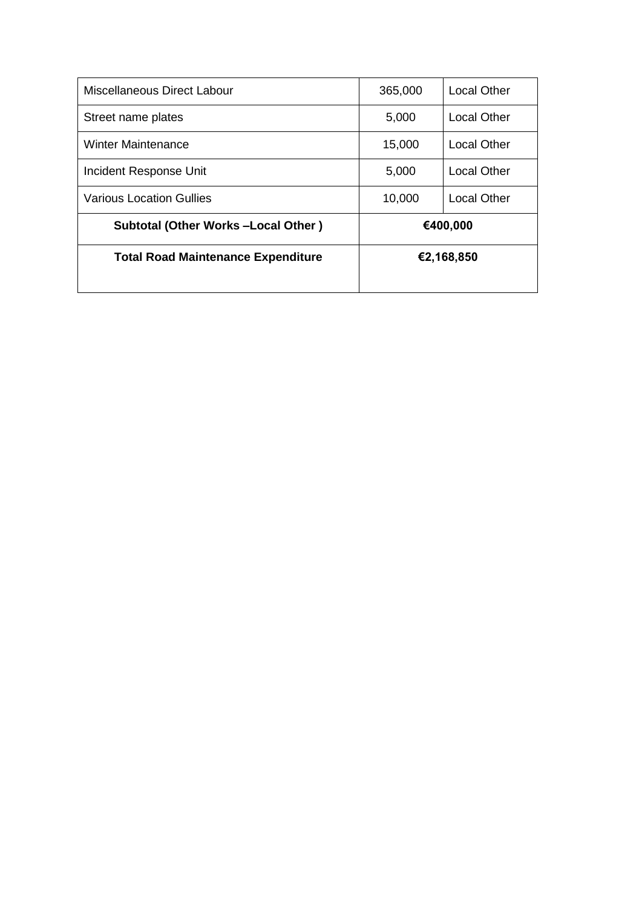| Miscellaneous Direct Labour | 365,000 | Local Other |
| --- | --- | --- |
| Street name plates | 5,000 | Local Other |
| Winter Maintenance | 15,000 | Local Other |
| Incident Response Unit | 5,000 | Local Other |
| Various Location Gullies | 10,000 | Local Other |
| **Subtotal (Other Works –Local Other )** | **€400,000** | |
| **Total Road Maintenance Expenditure** | **€2,168,850** | |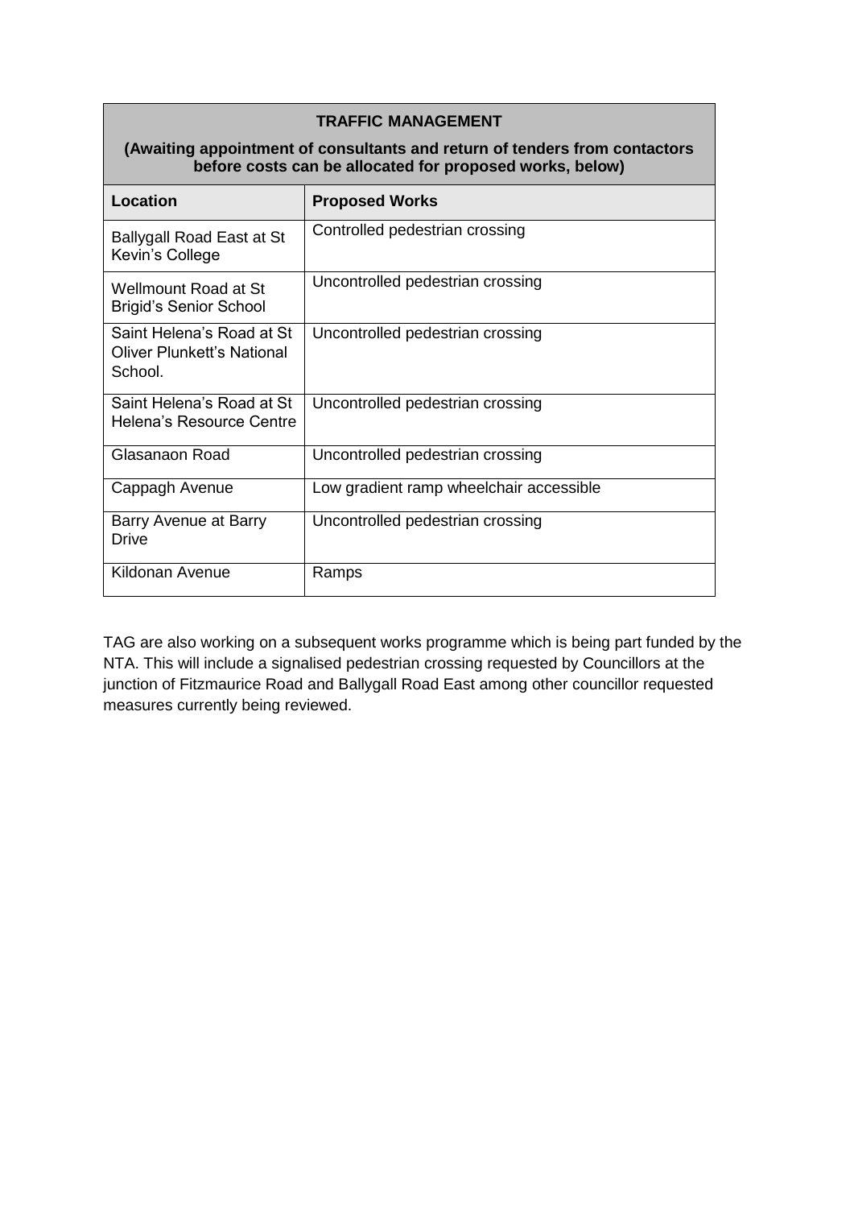| **TRAFFIC MANAGEMENT**<br>**(Awaiting appointment of consultants and return of tenders from contactors before costs can be allocated for proposed works, below)** | |
|---|---|
| **Location** | **Proposed Works** |
| Ballygall Road East at St Kevin's College | Controlled pedestrian crossing |
| Wellmount Road at St Brigid's Senior School | Uncontrolled pedestrian crossing |
| Saint Helena's Road at St Oliver Plunkett's National School. | Uncontrolled pedestrian crossing |
| Saint Helena's Road at St Helena's Resource Centre | Uncontrolled pedestrian crossing |
| Glasanaon Road | Uncontrolled pedestrian crossing |
| Cappagh Avenue | Low gradient ramp wheelchair accessible |
| Barry Avenue at Barry Drive | Uncontrolled pedestrian crossing |
| Kildonan Avenue | Ramps |

TAG are also working on a subsequent works programme which is being part funded by the NTA. This will include a signalised pedestrian crossing requested by Councillors at the junction of Fitzmaurice Road and Ballygall Road East among other councillor requested measures currently being reviewed.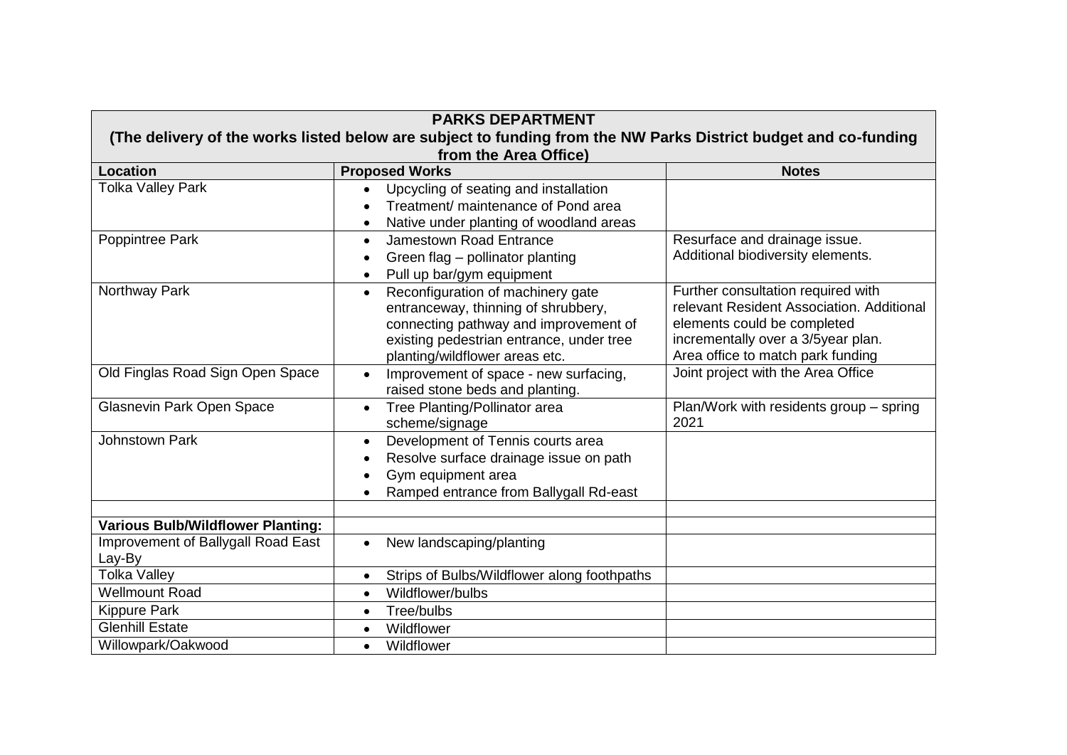| **PARKS DEPARTMENT (The delivery of the works listed below are subject to funding from the NW Parks District budget and co-funding from the Area Office)** | | |
|---|---|---|
| **Location** | **Proposed Works** | **Notes** |
| Tolka Valley Park | • Upcycling of seating and installation<br>• Treatment/ maintenance of Pond area<br>• Native under planting of woodland areas | |
| Poppintree Park | • Jamestown Road Entrance<br>• Green flag – pollinator planting<br>• Pull up bar/gym equipment | Resurface and drainage issue.<br>Additional biodiversity elements. |
| Northway Park | • Reconfiguration of machinery gate entranceway, thinning of shrubbery, connecting pathway and improvement of existing pedestrian entrance, under tree planting/wildflower areas etc. | Further consultation required with relevant Resident Association. Additional elements could be completed incrementally over a 3/5year plan.<br>Area office to match park funding |
| Old Finglas Road Sign Open Space | • Improvement of space - new surfacing, raised stone beds and planting. | Joint project with the Area Office |
| Glasnevin Park Open Space | • Tree Planting/Pollinator area scheme/signage | Plan/Work with residents group – spring 2021 |
| Johnstown Park | • Development of Tennis courts area<br>• Resolve surface drainage issue on path<br>• Gym equipment area<br>• Ramped entrance from Ballygall Rd-east | |
| | | |
| **Various Bulb/Wildflower Planting:** | | |
| Improvement of Ballygall Road East Lay-By | • New landscaping/planting | |
| Tolka Valley | • Strips of Bulbs/Wildflower along foothpaths | |
| Wellmount Road | • Wildflower/bulbs | |
| Kippure Park | • Tree/bulbs | |
| Glenhill Estate | • Wildflower | |
| Willowpark/Oakwood | • Wildflower | |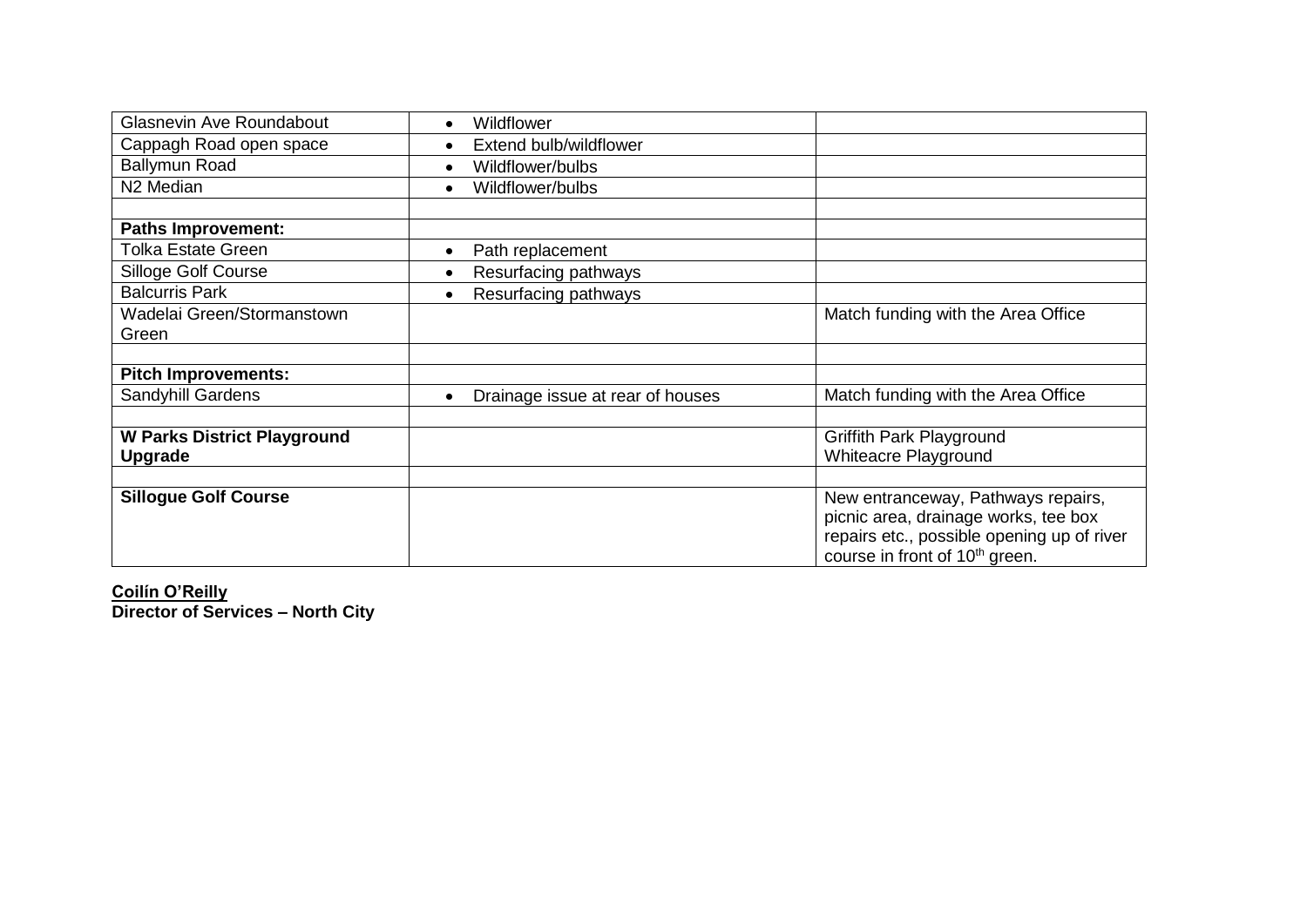| | | |
|---|---|---|
| Glasnevin Ave Roundabout | • Wildflower | |
| Cappagh Road open space | • Extend bulb/wildflower | |
| Ballymun Road | • Wildflower/bulbs | |
| N2 Median | • Wildflower/bulbs | |
| | | |
| **Paths Improvement:** | | |
| Tolka Estate Green | • Path replacement | |
| Silloge Golf Course | • Resurfacing pathways | |
| Balcurris Park | • Resurfacing pathways | |
| Wadelai Green/Stormanstown Green | | Match funding with the Area Office |
| | | |
| **Pitch Improvements:** | | |
| Sandyhill Gardens | • Drainage issue at rear of houses | Match funding with the Area Office |
| | | |
| **W Parks District Playground Upgrade** | | Griffith Park Playground<br>Whiteacre Playground |
| | | |
| **Sillogue Golf Course** | | New entranceway, Pathways repairs, picnic area, drainage works, tee box repairs etc., possible opening up of river course in front of 10th green. |

**Coilín O'Reilly**
**Director of Services – North City**